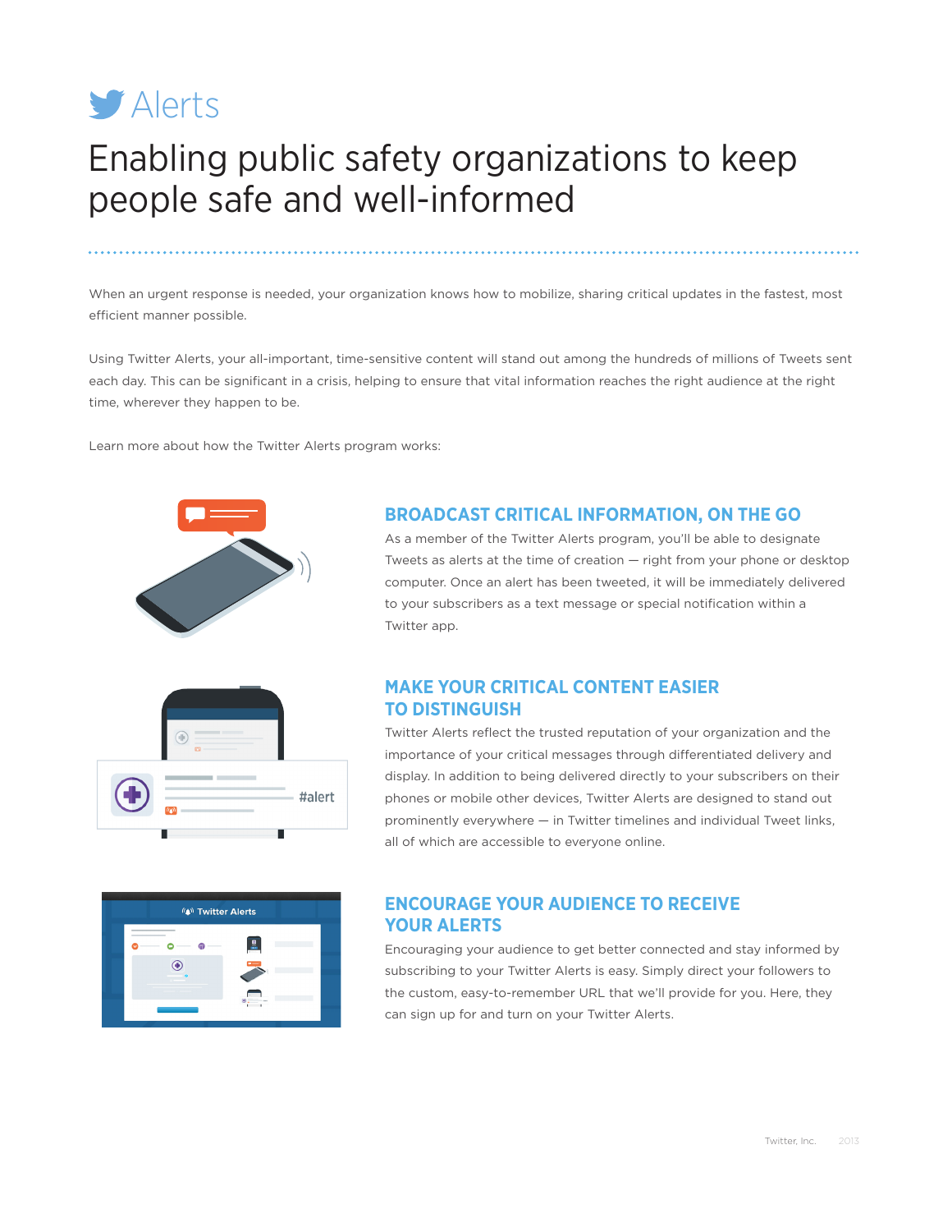# Alerts

## Enabling public safety organizations to keep people safe and well-informed

When an urgent response is needed, your organization knows how to mobilize, sharing critical updates in the fastest, most efficient manner possible.

Using Twitter Alerts, your all-important, time-sensitive content will stand out among the hundreds of millions of Tweets sent each day. This can be significant in a crisis, helping to ensure that vital information reaches the right audience at the right time, wherever they happen to be.

Learn more about how the Twitter Alerts program works:

### BROADCAST CRITICAL INFORMATION, ON THE GO

As a member of the Twitter Alerts program, you'll be able to designate Tweets as alerts at the time of creation — right from your phone or desktop computer. Once an alert has been tweeted, it will be immediately delivered to your subscribers as a text message or special notification within a Twitter app.

### MAKE YOUR CRITICAL CONTENT EASIER TO DISTINGUISH

Twitter Alerts reflect the trusted reputation of your organization and the importance of your critical messages through differentiated delivery and display. In addition to being delivered directly to your subscribers on their phones or mobile other devices, Twitter Alerts are designed to stand out prominently everywhere — in Twitter timelines and individual Tweet links, all of which are accessible to everyone online.

### ENCOURAGE YOUR AUDIENCE TO RECEIVE YOUR ALERTS

Encouraging your audience to get better connected and stay informed by subscribing to your Twitter Alerts is easy. Simply direct your followers to the custom, easy-to-remember URL that we'll provide for you. Here, they can sign up for and turn on your Twitter Alerts.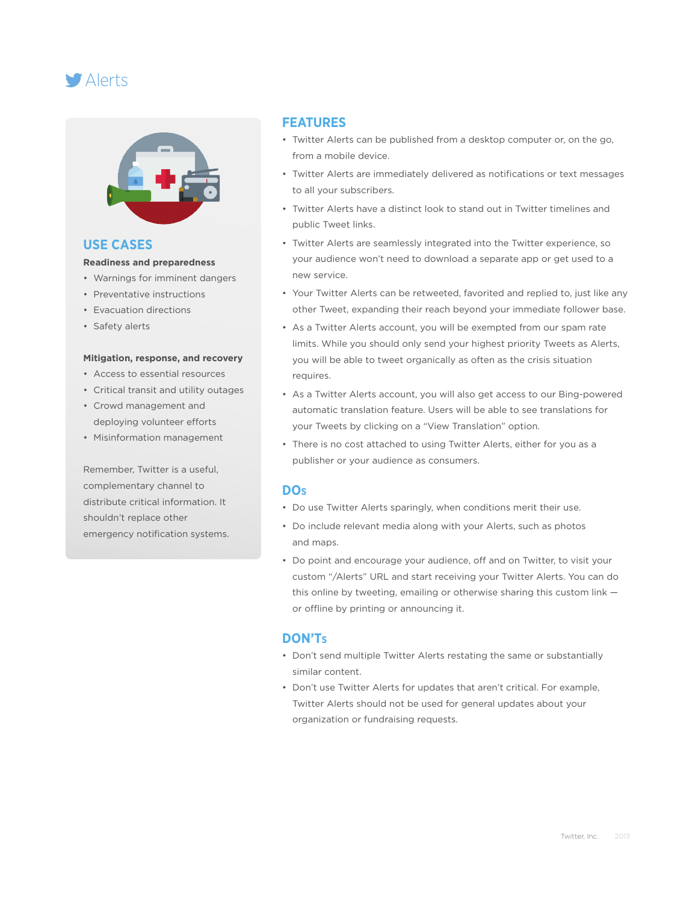# Alerts

## USE CASES

**Readiness and preparedness**

- Warnings for imminent dangers
- Preventative instructions
- Evacuation directions
- Safety alerts

**Mitigation, response, and recovery**

- Access to essential resources
- Critical transit and utility outages
- Crowd management and deploying volunteer efforts
- Misinformation management

Remember, Twitter is a useful, complementary channel to distribute critical information. It shouldn't replace other emergency notification systems.

## FEATURES

- Twitter Alerts can be published from a desktop computer or, on the go, from a mobile device.
- Twitter Alerts are immediately delivered as notifications or text messages to all your subscribers.
- Twitter Alerts have a distinct look to stand out in Twitter timelines and public Tweet links.
- Twitter Alerts are seamlessly integrated into the Twitter experience, so your audience won't need to download a separate app or get used to a new service.
- Your Twitter Alerts can be retweeted, favorited and replied to, just like any other Tweet, expanding their reach beyond your immediate follower base.
- As a Twitter Alerts account, you will be exempted from our spam rate limits. While you should only send your highest priority Tweets as Alerts, you will be able to tweet organically as often as the crisis situation requires.
- As a Twitter Alerts account, you will also get access to our Bing-powered automatic translation feature. Users will be able to see translations for your Tweets by clicking on a "View Translation" option.
- There is no cost attached to using Twitter Alerts, either for you as a publisher or your audience as consumers.

## DOs

- Do use Twitter Alerts sparingly, when conditions merit their use.
- Do include relevant media along with your Alerts, such as photos and maps.
- Do point and encourage your audience, off and on Twitter, to visit your custom "/Alerts" URL and start receiving your Twitter Alerts. You can do this online by tweeting, emailing or otherwise sharing this custom link — or offline by printing or announcing it.

## DON'Ts

- Don't send multiple Twitter Alerts restating the same or substantially similar content.
- Don't use Twitter Alerts for updates that aren't critical. For example, Twitter Alerts should not be used for general updates about your organization or fundraising requests.